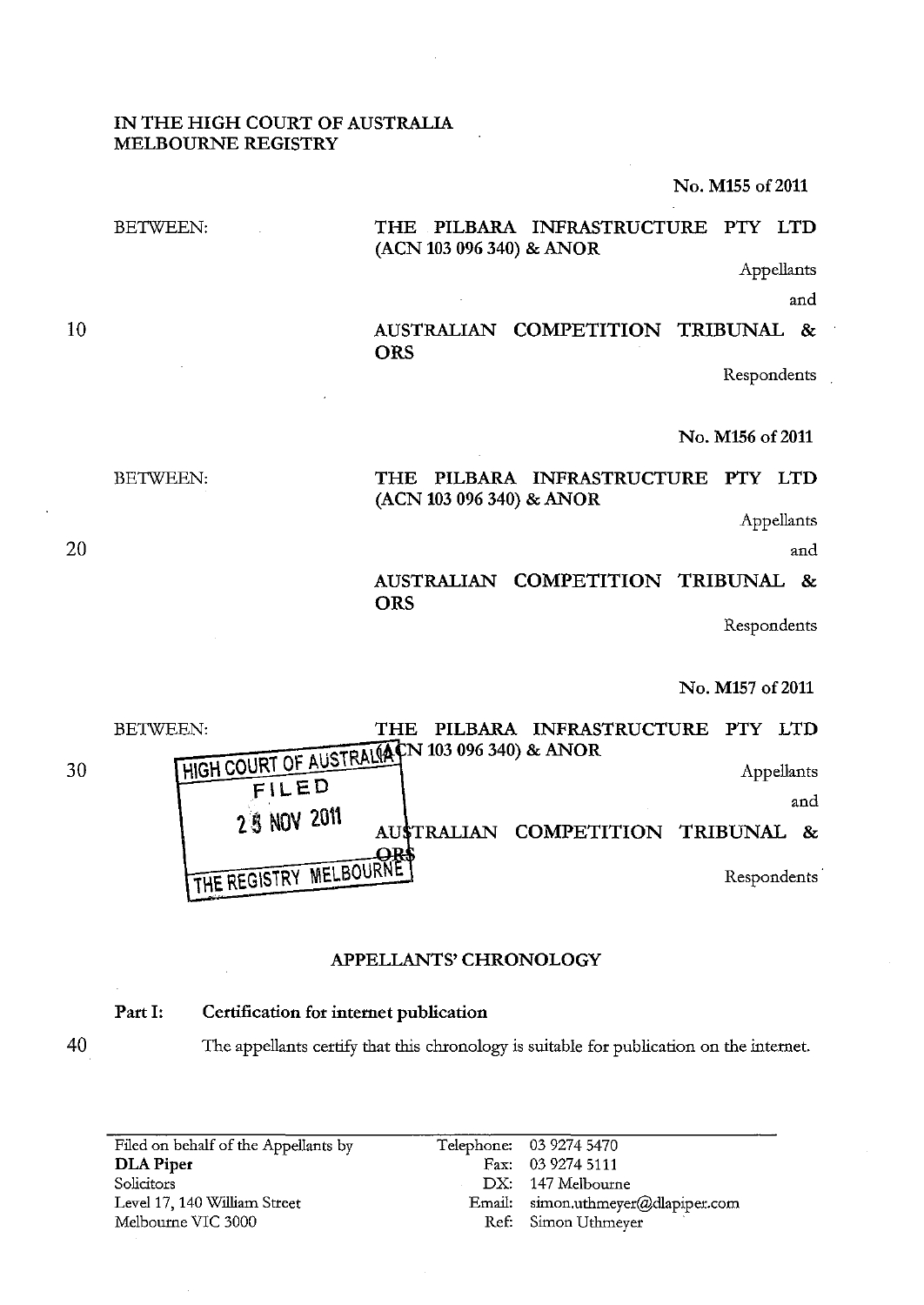IN THE HIGH COURT OF AUSTRALIA
MELBOURNE REGISTRY

No. M155 of 2011

BETWEEN:

THE PILBARA INFRASTRUCTURE PTY LTD (ACN 103 096 340) & ANOR

Appellants

and

AUSTRALIAN COMPETITION TRIBUNAL & ORS

Respondents

No. M156 of 2011

BETWEEN:

THE PILBARA INFRASTRUCTURE PTY LTD (ACN 103 096 340) & ANOR

Appellants

and

AUSTRALIAN COMPETITION TRIBUNAL & ORS

Respondents

No. M157 of 2011

BETWEEN:

THE PILBARA INFRASTRUCTURE PTY LTD (ACN 103 096 340) & ANOR

Appellants

and

AUSTRALIAN COMPETITION TRIBUNAL & ORS

Respondents

HIGH COURT OF AUSTRALIA
FILED
25 NOV 2011
THE REGISTRY MELBOURNE

## APPELLANTS' CHRONOLOGY

**Part I: Certification for internet publication**

The appellants certify that this chronology is suitable for publication on the internet.

| | | |
|---|---|---|
| Filed on behalf of the Appellants by | Telephone: | 03 9274 5470 |
| **DLA Piper** | Fax: | 03 9274 5111 |
| Solicitors | DX: | 147 Melbourne |
| Level 17, 140 William Street | Email: | simon.uthmeyer@dlapiper.com |
| Melbourne VIC 3000 | Ref: | Simon Uthmeyer |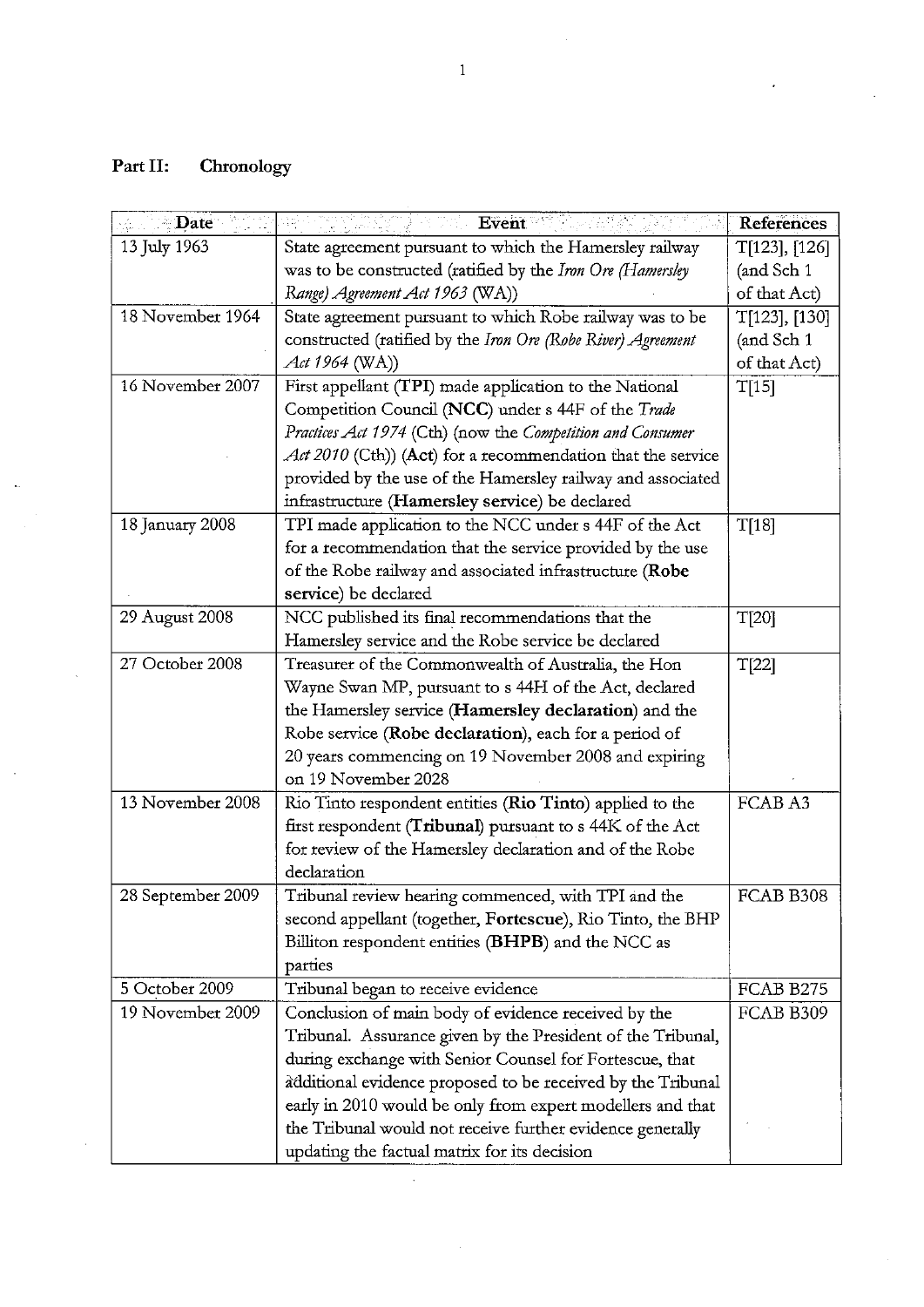## Part II: Chronology

| Date | Event | References |
|---|---|---|
| 13 July 1963 | State agreement pursuant to which the Hamersley railway was to be constructed (ratified by the *Iron Ore (Hamersley Range) Agreement Act 1963* (WA)) | T[123], [126] (and Sch 1 of that Act) |
| 18 November 1964 | State agreement pursuant to which Robe railway was to be constructed (ratified by the *Iron Ore (Robe River) Agreement Act 1964* (WA)) | T[123], [130] (and Sch 1 of that Act) |
| 16 November 2007 | First appellant (**TPI**) made application to the National Competition Council (**NCC**) under s 44F of the *Trade Practices Act 1974* (Cth) (now the *Competition and Consumer Act 2010* (Cth)) (**Act**) for a recommendation that the service provided by the use of the Hamersley railway and associated infrastructure (**Hamersley service**) be declared | T[15] |
| 18 January 2008 | TPI made application to the NCC under s 44F of the Act for a recommendation that the service provided by the use of the Robe railway and associated infrastructure (**Robe service**) be declared | T[18] |
| 29 August 2008 | NCC published its final recommendations that the Hamersley service and the Robe service be declared | T[20] |
| 27 October 2008 | Treasurer of the Commonwealth of Australia, the Hon Wayne Swan MP, pursuant to s 44H of the Act, declared the Hamersley service (**Hamersley declaration**) and the Robe service (**Robe declaration**), each for a period of 20 years commencing on 19 November 2008 and expiring on 19 November 2028 | T[22] |
| 13 November 2008 | Rio Tinto respondent entities (**Rio Tinto**) applied to the first respondent (**Tribunal**) pursuant to s 44K of the Act for review of the Hamersley declaration and of the Robe declaration | FCAB A3 |
| 28 September 2009 | Tribunal review hearing commenced, with TPI and the second appellant (together, **Fortescue**), Rio Tinto, the BHP Billiton respondent entities (**BHPB**) and the NCC as parties | FCAB B308 |
| 5 October 2009 | Tribunal began to receive evidence | FCAB B275 |
| 19 November 2009 | Conclusion of main body of evidence received by the Tribunal. Assurance given by the President of the Tribunal, during exchange with Senior Counsel for Fortescue, that additional evidence proposed to be received by the Tribunal early in 2010 would be only from expert modellers and that the Tribunal would not receive further evidence generally updating the factual matrix for its decision | FCAB B309 |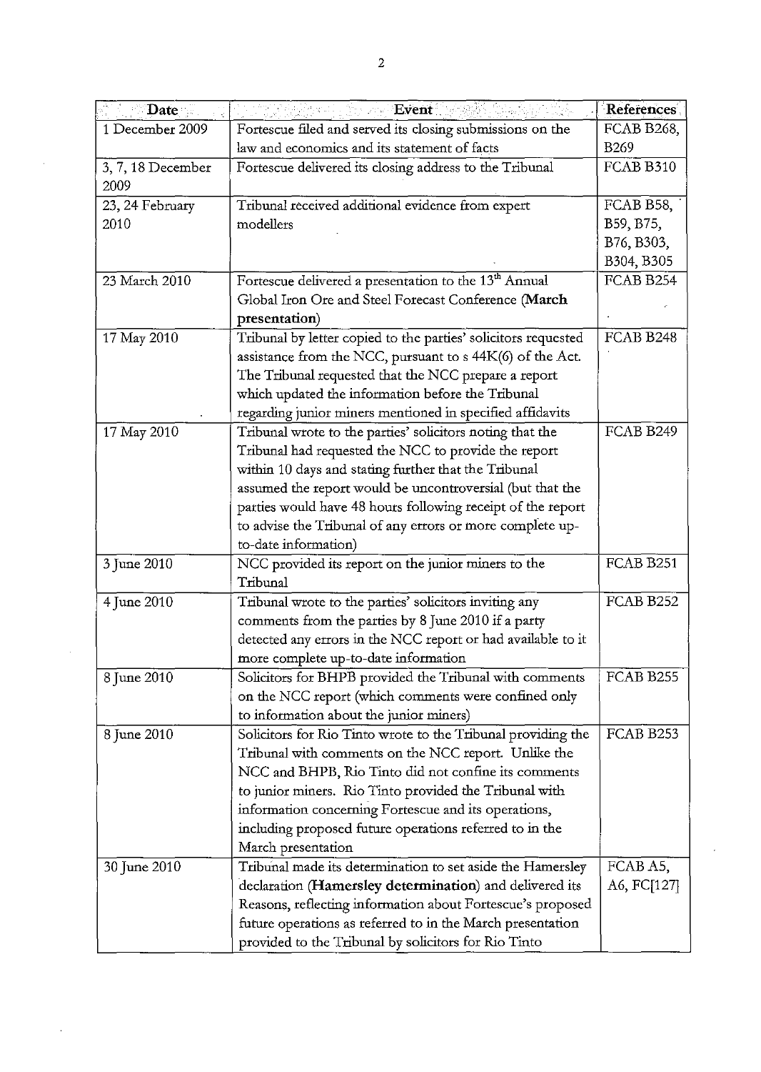| Date | Event | References |
|---|---|---|
| 1 December 2009 | Fortescue filed and served its closing submissions on the law and economics and its statement of facts | FCAB B268, B269 |
| 3, 7, 18 December 2009 | Fortescue delivered its closing address to the Tribunal | FCAB B310 |
| 23, 24 February 2010 | Tribunal received additional evidence from expert modellers | FCAB B58, B59, B75, B76, B303, B304, B305 |
| 23 March 2010 | Fortescue delivered a presentation to the 13th Annual Global Iron Ore and Steel Forecast Conference (**March presentation**) | FCAB B254 |
| 17 May 2010 | Tribunal by letter copied to the parties' solicitors requested assistance from the NCC, pursuant to s 44K(6) of the Act. The Tribunal requested that the NCC prepare a report which updated the information before the Tribunal regarding junior miners mentioned in specified affidavits | FCAB B248 |
| 17 May 2010 | Tribunal wrote to the parties' solicitors noting that the Tribunal had requested the NCC to provide the report within 10 days and stating further that the Tribunal assumed the report would be uncontroversial (but that the parties would have 48 hours following receipt of the report to advise the Tribunal of any errors or more complete up-to-date information) | FCAB B249 |
| 3 June 2010 | NCC provided its report on the junior miners to the Tribunal | FCAB B251 |
| 4 June 2010 | Tribunal wrote to the parties' solicitors inviting any comments from the parties by 8 June 2010 if a party detected any errors in the NCC report or had available to it more complete up-to-date information | FCAB B252 |
| 8 June 2010 | Solicitors for BHPB provided the Tribunal with comments on the NCC report (which comments were confined only to information about the junior miners) | FCAB B255 |
| 8 June 2010 | Solicitors for Rio Tinto wrote to the Tribunal providing the Tribunal with comments on the NCC report. Unlike the NCC and BHPB, Rio Tinto did not confine its comments to junior miners. Rio Tinto provided the Tribunal with information concerning Fortescue and its operations, including proposed future operations referred to in the March presentation | FCAB B253 |
| 30 June 2010 | Tribunal made its determination to set aside the Hamersley declaration (**Hamersley determination**) and delivered its Reasons, reflecting information about Fortescue's proposed future operations as referred to in the March presentation provided to the Tribunal by solicitors for Rio Tinto | FCAB A5, A6, FC[127] |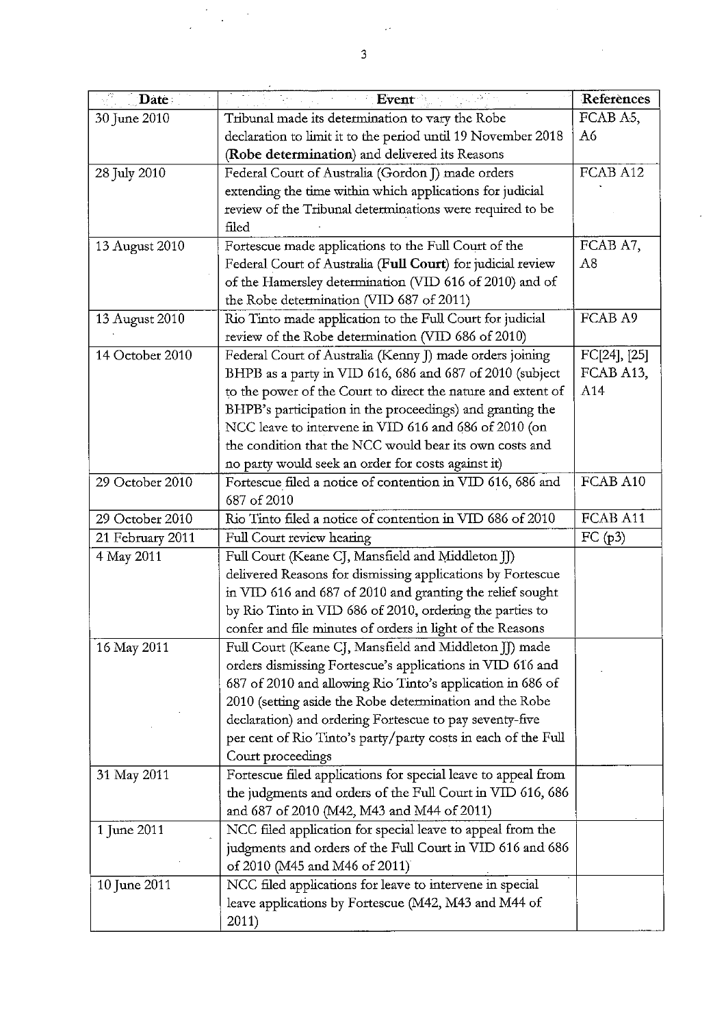| Date | Event | References |
|---|---|---|
| 30 June 2010 | Tribunal made its determination to vary the Robe declaration to limit it to the period until 19 November 2018 (**Robe determination**) and delivered its Reasons | FCAB A5, A6 |
| 28 July 2010 | Federal Court of Australia (Gordon J) made orders extending the time within which applications for judicial review of the Tribunal determinations were required to be filed | FCAB A12 |
| 13 August 2010 | Fortescue made applications to the Full Court of the Federal Court of Australia (**Full Court**) for judicial review of the Hamersley determination (VID 616 of 2010) and of the Robe determination (VID 687 of 2011) | FCAB A7, A8 |
| 13 August 2010 | Rio Tinto made application to the Full Court for judicial review of the Robe determination (VID 686 of 2010) | FCAB A9 |
| 14 October 2010 | Federal Court of Australia (Kenny J) made orders joining BHPB as a party in VID 616, 686 and 687 of 2010 (subject to the power of the Court to direct the nature and extent of BHPB's participation in the proceedings) and granting the NCC leave to intervene in VID 616 and 686 of 2010 (on the condition that the NCC would bear its own costs and no party would seek an order for costs against it) | FC[24], [25] FCAB A13, A14 |
| 29 October 2010 | Fortescue filed a notice of contention in VID 616, 686 and 687 of 2010 | FCAB A10 |
| 29 October 2010 | Rio Tinto filed a notice of contention in VID 686 of 2010 | FCAB A11 |
| 21 February 2011 | Full Court review hearing | FC (p3) |
| 4 May 2011 | Full Court (Keane CJ, Mansfield and Middleton JJ) delivered Reasons for dismissing applications by Fortescue in VID 616 and 687 of 2010 and granting the relief sought by Rio Tinto in VID 686 of 2010, ordering the parties to confer and file minutes of orders in light of the Reasons | |
| 16 May 2011 | Full Court (Keane CJ, Mansfield and Middleton JJ) made orders dismissing Fortescue's applications in VID 616 and 687 of 2010 and allowing Rio Tinto's application in 686 of 2010 (setting aside the Robe determination and the Robe declaration) and ordering Fortescue to pay seventy-five per cent of Rio Tinto's party/party costs in each of the Full Court proceedings | |
| 31 May 2011 | Fortescue filed applications for special leave to appeal from the judgments and orders of the Full Court in VID 616, 686 and 687 of 2010 (M42, M43 and M44 of 2011) | |
| 1 June 2011 | NCC filed application for special leave to appeal from the judgments and orders of the Full Court in VID 616 and 686 of 2010 (M45 and M46 of 2011) | |
| 10 June 2011 | NCC filed applications for leave to intervene in special leave applications by Fortescue (M42, M43 and M44 of 2011) | |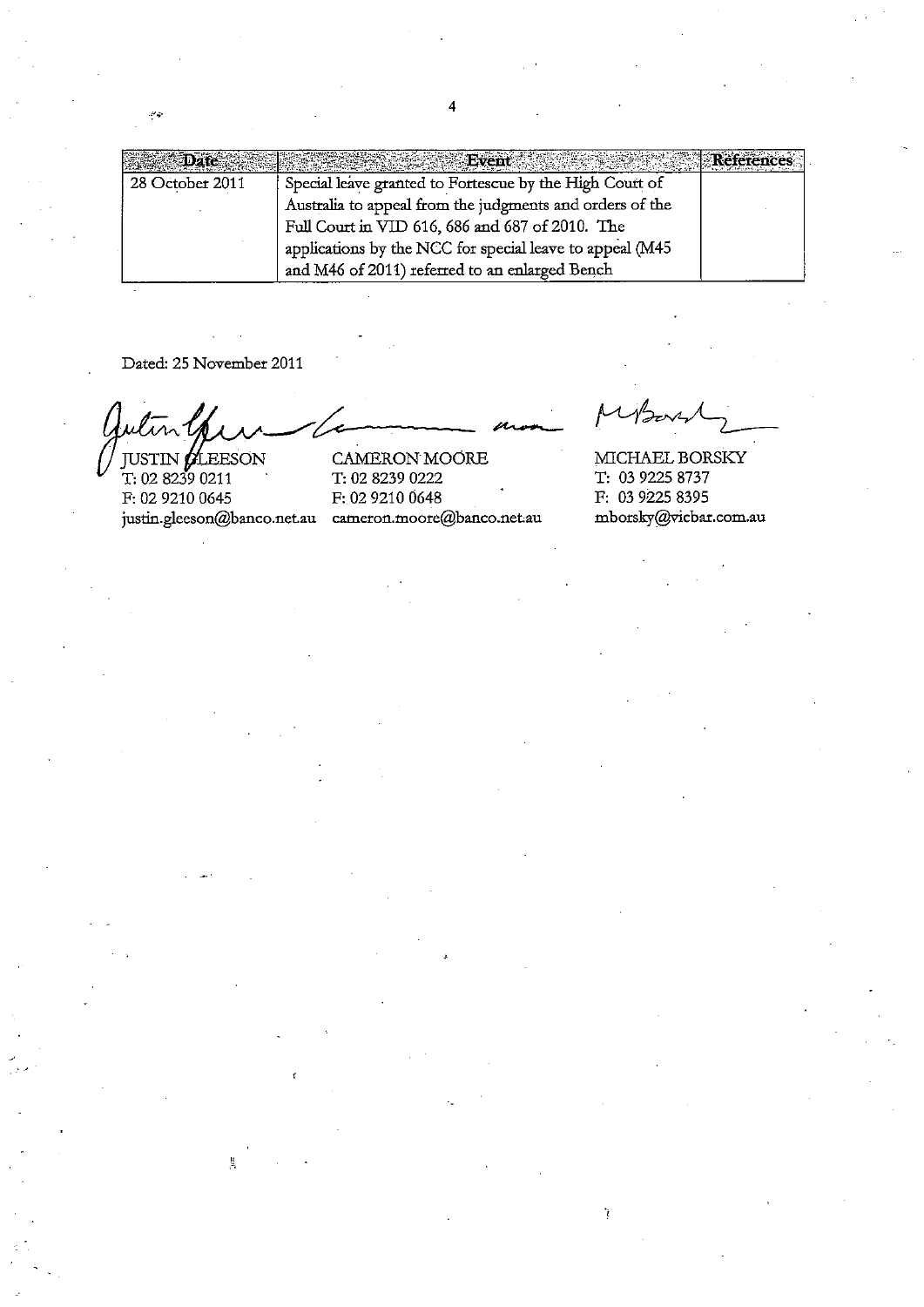| Date | Event | References |
|---|---|---|
| 28 October 2011 | Special leave granted to Fortescue by the High Court of Australia to appeal from the judgments and orders of the Full Court in VID 616, 686 and 687 of 2010. The applications by the NCC for special leave to appeal (M45 and M46 of 2011) referred to an enlarged Bench | |

Dated: 25 November 2011

JUSTIN GLEESON
T: 02 8239 0211
F: 02 9210 0645
justin.gleeson@banco.net.au

CAMERON MOORE
T: 02 8239 0222
F: 02 9210 0648
cameron.moore@banco.net.au

MICHAEL BORSKY
T: 03 9225 8737
F: 03 9225 8395
mborsky@vicbar.com.au